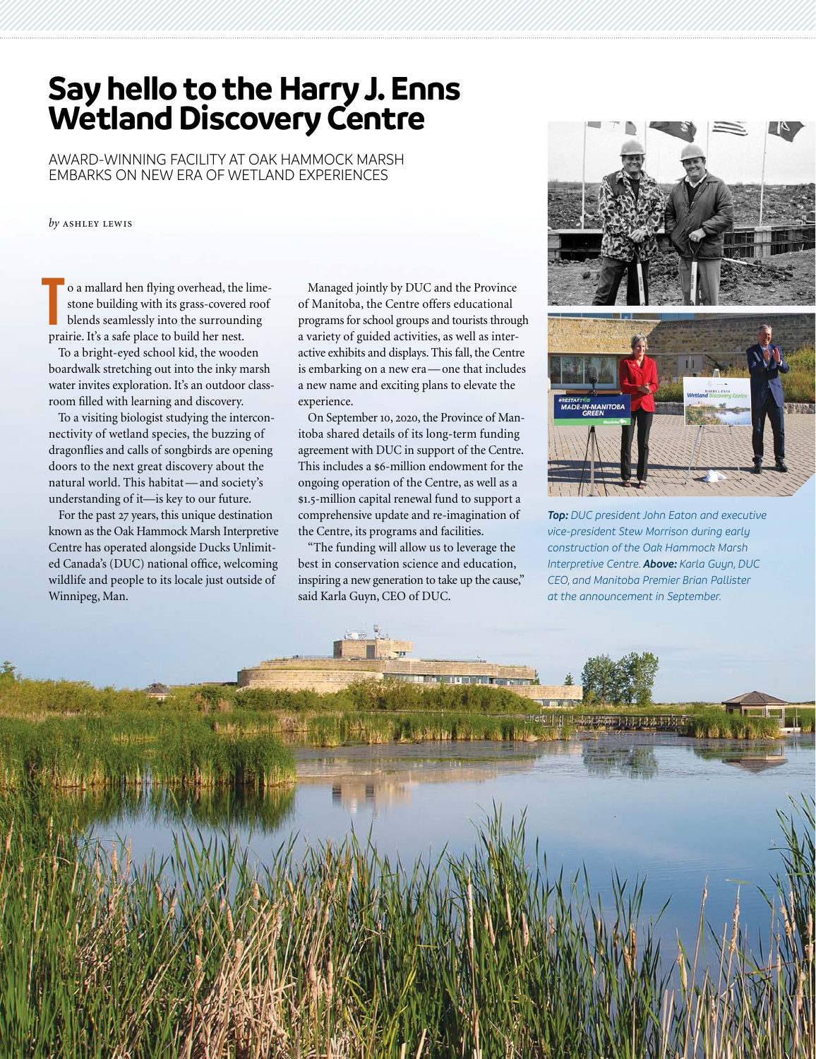# Say hello to the Harry J. Enns Wetland Discovery Centre

AWARD-WINNING FACILITY AT OAK HAMMOCK MARSH EMBARKS ON NEW ERA OF WETLAND EXPERIENCES

*by* ASHLEY LEWIS

To a mallard hen flying overhead, the limestone building with its grass-covered roof blends seamlessly into the surrounding prairie. It's a safe place to build her nest.

To a bright-eyed school kid, the wooden boardwalk stretching out into the inky marsh water invites exploration. It's an outdoor classroom filled with learning and discovery.

To a visiting biologist studying the interconnectivity of wetland species, the buzzing of dragonflies and calls of songbirds are opening doors to the next great discovery about the natural world. This habitat — and society's understanding of it—is key to our future.

For the past 27 years, this unique destination known as the Oak Hammock Marsh Interpretive Centre has operated alongside Ducks Unlimited Canada's (DUC) national office, welcoming wildlife and people to its locale just outside of Winnipeg, Man.

Managed jointly by DUC and the Province of Manitoba, the Centre offers educational programs for school groups and tourists through a variety of guided activities, as well as interactive exhibits and displays. This fall, the Centre is embarking on a new era — one that includes a new name and exciting plans to elevate the experience.

On September 10, 2020, the Province of Manitoba shared details of its long-term funding agreement with DUC in support of the Centre. This includes a $6-million endowment for the ongoing operation of the Centre, as well as a $1.5-million capital renewal fund to support a comprehensive update and re-imagination of the Centre, its programs and facilities.

"The funding will allow us to leverage the best in conservation science and education, inspiring a new generation to take up the cause," said Karla Guyn, CEO of DUC.

***Top:*** *DUC president John Eaton and executive vice-president Stew Morrison during early construction of the Oak Hammock Marsh Interpretive Centre.* ***Above:*** *Karla Guyn, DUC CEO, and Manitoba Premier Brian Pallister at the announcement in September.*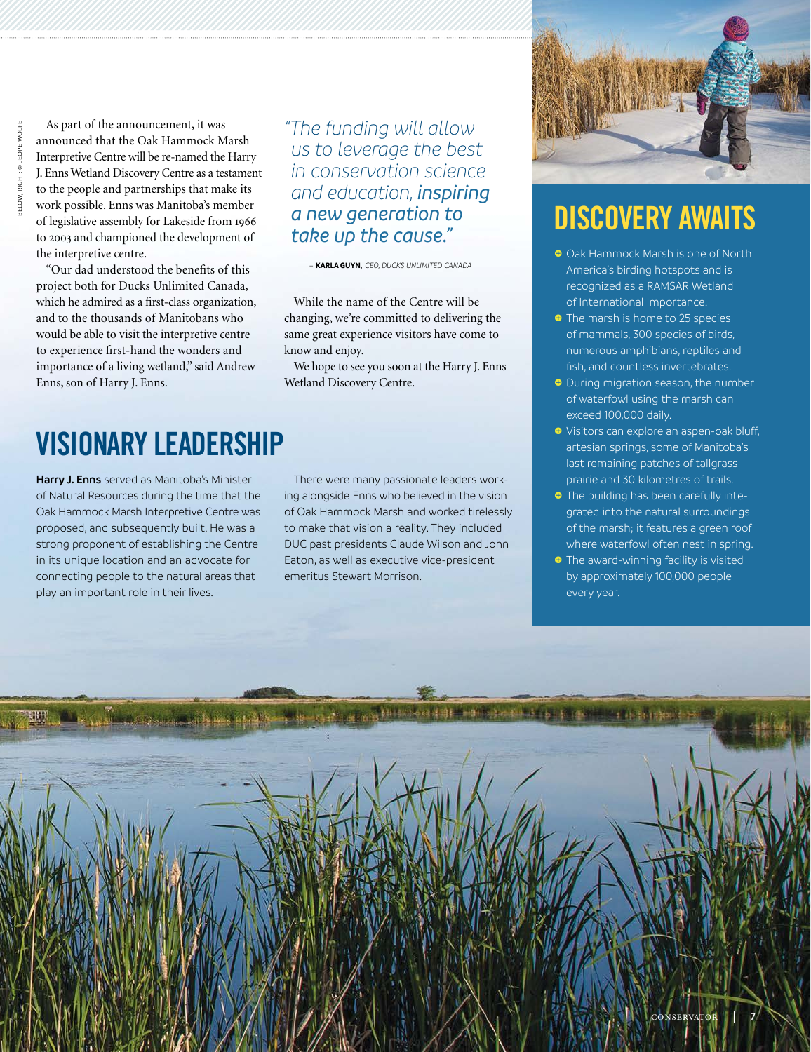As part of the announcement, it was announced that the Oak Hammock Marsh Interpretive Centre will be re-named the Harry J. Enns Wetland Discovery Centre as a testament to the people and partnerships that make its work possible. Enns was Manitoba's member of legislative assembly for Lakeside from 1966 to 2003 and championed the development of the interpretive centre.

"Our dad understood the benefits of this project both for Ducks Unlimited Canada, which he admired as a first-class organization, and to the thousands of Manitobans who would be able to visit the interpretive centre to experience first-hand the wonders and importance of a living wetland," said Andrew Enns, son of Harry J. Enns.

*"The funding will allow us to leverage the best in conservation science and education,* ***inspiring a new generation to take up the cause."***

– **KARLA GUYN,** *CEO, DUCKS UNLIMITED CANADA*

While the name of the Centre will be changing, we're committed to delivering the same great experience visitors have come to know and enjoy.

We hope to see you soon at the Harry J. Enns Wetland Discovery Centre.

## VISIONARY LEADERSHIP

**Harry J. Enns** served as Manitoba's Minister of Natural Resources during the time that the Oak Hammock Marsh Interpretive Centre was proposed, and subsequently built. He was a strong proponent of establishing the Centre in its unique location and an advocate for connecting people to the natural areas that play an important role in their lives.

There were many passionate leaders working alongside Enns who believed in the vision of Oak Hammock Marsh and worked tirelessly to make that vision a reality. They included DUC past presidents Claude Wilson and John Eaton, as well as executive vice-president emeritus Stewart Morrison.

## DISCOVERY AWAITS

- Oak Hammock Marsh is one of North America's birding hotspots and is recognized as a RAMSAR Wetland of International Importance.
- The marsh is home to 25 species of mammals, 300 species of birds, numerous amphibians, reptiles and fish, and countless invertebrates.
- During migration season, the number of waterfowl using the marsh can exceed 100,000 daily.
- Visitors can explore an aspen-oak bluff, artesian springs, some of Manitoba's last remaining patches of tallgrass prairie and 30 kilometres of trails.
- The building has been carefully integrated into the natural surroundings of the marsh; it features a green roof where waterfowl often nest in spring.
- The award-winning facility is visited by approximately 100,000 people every year.

BELOW, RIGHT: © JEOPE WOLFE